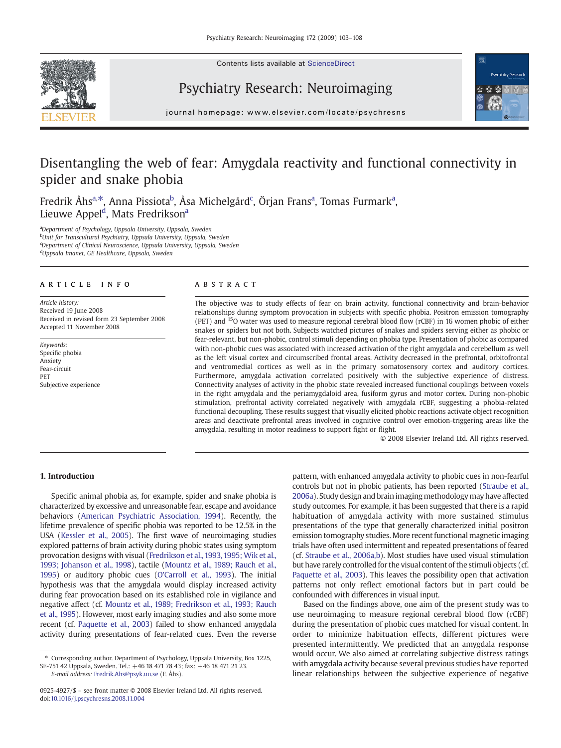# Disentangling the web of fear: Amygdala reactivity and functional connectivity in spider and snake phobia

Fredrik Åhs[a,*], Anna Pissiota[b], Åsa Michelgård[c], Örjan Frans[a], Tomas Furmark[a], Lieuwe Appel[d], Mats Fredrikson[a]

[a]Department of Psychology, Uppsala University, Uppsala, Sweden
[b]Unit for Transcultural Psychiatry, Uppsala University, Uppsala, Sweden
[c]Department of Clinical Neuroscience, Uppsala University, Uppsala, Sweden
[d]Uppsala Imanet, GE Healthcare, Uppsala, Sweden

## ARTICLE INFO

*Article history:*
Received 19 June 2008
Received in revised form 23 September 2008
Accepted 11 November 2008

*Keywords:*
Specific phobia
Anxiety
Fear-circuit
PET
Subjective experience

## ABSTRACT

The objective was to study effects of fear on brain activity, functional connectivity and brain-behavior relationships during symptom provocation in subjects with specific phobia. Positron emission tomography (PET) and $^{15}$O water was used to measure regional cerebral blood flow (rCBF) in 16 women phobic of either snakes or spiders but not both. Subjects watched pictures of snakes and spiders serving either as phobic or fear-relevant, but non-phobic, control stimuli depending on phobia type. Presentation of phobic as compared with non-phobic cues was associated with increased activation of the right amygdala and cerebellum as well as the left visual cortex and circumscribed frontal areas. Activity decreased in the prefrontal, orbitofrontal and ventromedial cortices as well as in the primary somatosensory cortex and auditory cortices. Furthermore, amygdala activation correlated positively with the subjective experience of distress. Connectivity analyses of activity in the phobic state revealed increased functional couplings between voxels in the right amygdala and the periamygdaloid area, fusiform gyrus and motor cortex. During non-phobic stimulation, prefrontal activity correlated negatively with amygdala rCBF, suggesting a phobia-related functional decoupling. These results suggest that visually elicited phobic reactions activate object recognition areas and deactivate prefrontal areas involved in cognitive control over emotion-triggering areas like the amygdala, resulting in motor readiness to support fight or flight.

© 2008 Elsevier Ireland Ltd. All rights reserved.

## 1. Introduction

Specific animal phobia as, for example, spider and snake phobia is characterized by excessive and unreasonable fear, escape and avoidance behaviors (American Psychiatric Association, 1994). Recently, the lifetime prevalence of specific phobia was reported to be 12.5% in the USA (Kessler et al., 2005). The first wave of neuroimaging studies explored patterns of brain activity during phobic states using symptom provocation designs with visual (Fredrikson et al., 1993, 1995; Wik et al., 1993; Johanson et al., 1998), tactile (Mountz et al., 1989; Rauch et al., 1995) or auditory phobic cues (O'Carroll et al., 1993). The initial hypothesis was that the amygdala would display increased activity during fear provocation based on its established role in vigilance and negative affect (cf. Mountz et al., 1989; Fredrikson et al., 1993; Rauch et al., 1995). However, most early imaging studies and also some more recent (cf. Paquette et al., 2003) failed to show enhanced amygdala activity during presentations of fear-related cues. Even the reverse pattern, with enhanced amygdala activity to phobic cues in non-fearful controls but not in phobic patients, has been reported (Straube et al., 2006a). Study design and brain imaging methodology may have affected study outcomes. For example, it has been suggested that there is a rapid habituation of amygdala activity with more sustained stimulus presentations of the type that generally characterized initial positron emission tomography studies. More recent functional magnetic imaging trials have often used intermittent and repeated presentations of feared (cf. Straube et al., 2006a,b). Most studies have used visual stimulation but have rarely controlled for the visual content of the stimuli objects (cf. Paquette et al., 2003). This leaves the possibility open that activation patterns not only reflect emotional factors but in part could be confounded with differences in visual input.

Based on the findings above, one aim of the present study was to use neuroimaging to measure regional cerebral blood flow (rCBF) during the presentation of phobic cues matched for visual content. In order to minimize habituation effects, different pictures were presented intermittently. We predicted that an amygdala response would occur. We also aimed at correlating subjective distress ratings with amygdala activity because several previous studies have reported linear relationships between the subjective experience of negative

\* Corresponding author. Department of Psychology, Uppsala University, Box 1225, SE-751 42 Uppsala, Sweden. Tel.: +46 18 471 78 43; fax: +46 18 471 21 23.
*E-mail address:* Fredrik.Ahs@psyk.uu.se (F. Åhs).

0925-4927/$ – see front matter © 2008 Elsevier Ireland Ltd. All rights reserved.
doi:10.1016/j.pscychresns.2008.11.004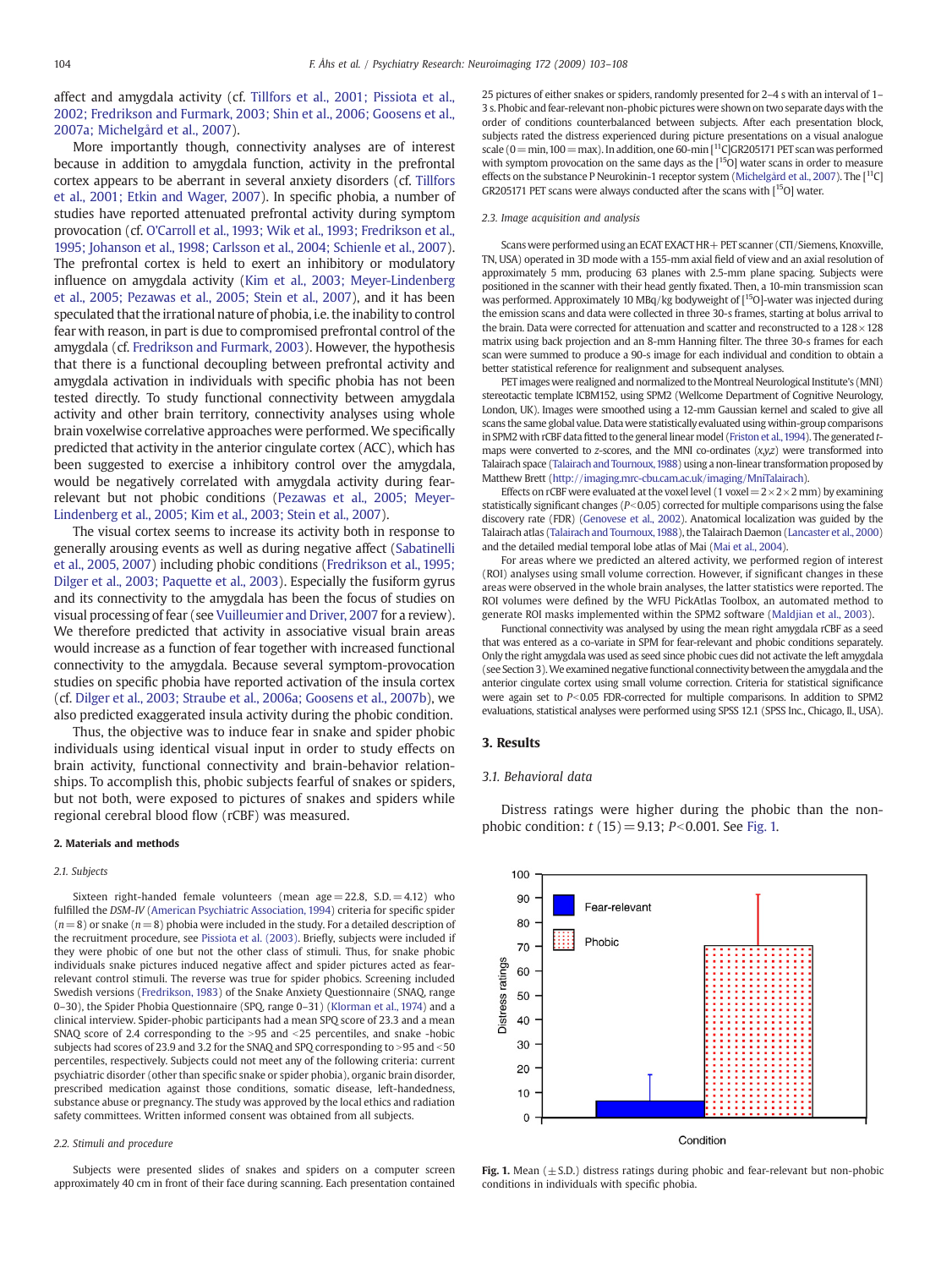affect and amygdala activity (cf. Tillfors et al., 2001; Pissiota et al., 2002; Fredrikson and Furmark, 2003; Shin et al., 2006; Goosens et al., 2007a; Michelgård et al., 2007).

More importantly though, connectivity analyses are of interest because in addition to amygdala function, activity in the prefrontal cortex appears to be aberrant in several anxiety disorders (cf. Tillfors et al., 2001; Etkin and Wager, 2007). In specific phobia, a number of studies have reported attenuated prefrontal activity during symptom provocation (cf. O'Carroll et al., 1993; Wik et al., 1993; Fredrikson et al., 1995; Johanson et al., 1998; Carlsson et al., 2004; Schienle et al., 2007). The prefrontal cortex is held to exert an inhibitory or modulatory influence on amygdala activity (Kim et al., 2003; Meyer-Lindenberg et al., 2005; Pezawas et al., 2005; Stein et al., 2007), and it has been speculated that the irrational nature of phobia, i.e. the inability to control fear with reason, in part is due to compromised prefrontal control of the amygdala (cf. Fredrikson and Furmark, 2003). However, the hypothesis that there is a functional decoupling between prefrontal activity and amygdala activation in individuals with specific phobia has not been tested directly. To study functional connectivity between amygdala activity and other brain territory, connectivity analyses using whole brain voxelwise correlative approaches were performed. We specifically predicted that activity in the anterior cingulate cortex (ACC), which has been suggested to exercise a inhibitory control over the amygdala, would be negatively correlated with amygdala activity during fear-relevant but not phobic conditions (Pezawas et al., 2005; Meyer-Lindenberg et al., 2005; Kim et al., 2003; Stein et al., 2007).

The visual cortex seems to increase its activity both in response to generally arousing events as well as during negative affect (Sabatinelli et al., 2005, 2007) including phobic conditions (Fredrikson et al., 1995; Dilger et al., 2003; Paquette et al., 2003). Especially the fusiform gyrus and its connectivity to the amygdala has been the focus of studies on visual processing of fear (see Vuilleumier and Driver, 2007 for a review). We therefore predicted that activity in associative visual brain areas would increase as a function of fear together with increased functional connectivity to the amygdala. Because several symptom-provocation studies on specific phobia have reported activation of the insula cortex (cf. Dilger et al., 2003; Straube et al., 2006a; Goosens et al., 2007b), we also predicted exaggerated insula activity during the phobic condition.

Thus, the objective was to induce fear in snake and spider phobic individuals using identical visual input in order to study effects on brain activity, functional connectivity and brain-behavior relationships. To accomplish this, phobic subjects fearful of snakes or spiders, but not both, were exposed to pictures of snakes and spiders while regional cerebral blood flow (rCBF) was measured.

## 2. Materials and methods

### 2.1. Subjects

Sixteen right-handed female volunteers (mean age = 22.8, S.D. = 4.12) who fulfilled the *DSM-IV* (American Psychiatric Association, 1994) criteria for specific spider ($n$ = 8) or snake ($n$ = 8) phobia were included in the study. For a detailed description of the recruitment procedure, see Pissiota et al. (2003). Briefly, subjects were included if they were phobic of one but not the other class of stimuli. Thus, for snake phobic individuals snake pictures induced negative affect and spider pictures acted as fear-relevant control stimuli. The reverse was true for spider phobics. Screening included Swedish versions (Fredrikson, 1983) of the Snake Anxiety Questionnaire (SNAQ, range 0–30), the Spider Phobia Questionnaire (SPQ, range 0–31) (Klorman et al., 1974) and a clinical interview. Spider-phobic participants had a mean SPQ score of 23.3 and a mean SNAQ score of 2.4 corresponding to the >95 and <25 percentiles, and snake -hobic subjects had scores of 23.9 and 3.2 for the SNAQ and SPQ corresponding to >95 and <50 percentiles, respectively. Subjects could not meet any of the following criteria: current psychiatric disorder (other than specific snake or spider phobia), organic brain disorder, prescribed medication against those conditions, somatic disease, left-handedness, substance abuse or pregnancy. The study was approved by the local ethics and radiation safety committees. Written informed consent was obtained from all subjects.

### 2.2. Stimuli and procedure

Subjects were presented slides of snakes and spiders on a computer screen approximately 40 cm in front of their face during scanning. Each presentation contained 25 pictures of either snakes or spiders, randomly presented for 2–4 s with an interval of 1–3 s. Phobic and fear-relevant non-phobic pictures were shown on two separate days with the order of conditions counterbalanced between subjects. After each presentation block, subjects rated the distress experienced during picture presentations on a visual analogue scale (0 = min, 100 = max). In addition, one 60-min [$^{11}$C]GR205171 PET scan was performed with symptom provocation on the same days as the [$^{15}$O] water scans in order to measure effects on the substance P Neurokinin-1 receptor system (Michelgård et al., 2007). The [$^{11}$C] GR205171 PET scans were always conducted after the scans with [$^{15}$O] water.

### 2.3. Image acquisition and analysis

Scans were performed using an ECAT EXACT HR+ PET scanner (CTI/Siemens, Knoxville, TN, USA) operated in 3D mode with a 155-mm axial field of view and an axial resolution of approximately 5 mm, producing 63 planes with 2.5-mm plane spacing. Subjects were positioned in the scanner with their head gently fixated. Then, a 10-min transmission scan was performed. Approximately 10 MBq/kg bodyweight of [$^{15}$O]-water was injected during the emission scans and data were collected in three 30-s frames, starting at bolus arrival to the brain. Data were corrected for attenuation and scatter and reconstructed to a 128 × 128 matrix using back projection and an 8-mm Hanning filter. The three 30-s frames for each scan were summed to produce a 90-s image for each individual and condition to obtain a better statistical reference for realignment and subsequent analyses.

PET images were realigned and normalized to the Montreal Neurological Institute's (MNI) stereotactic template ICBM152, using SPM2 (Wellcome Department of Cognitive Neurology, London, UK). Images were smoothed using a 12-mm Gaussian kernel and scaled to give all scans the same global value. Data were statistically evaluated using within-group comparisons in SPM2 with rCBF data fitted to the general linear model (Friston et al., 1994). The generated $t$-maps were converted to $z$-scores, and the MNI co-ordinates ($x$,$y$,$z$) were transformed into Talairach space (Talairach and Tournoux, 1988) using a non-linear transformation proposed by Matthew Brett (http://imaging.mrc-cbu.cam.ac.uk/imaging/MniTalairach).

Effects on rCBF were evaluated at the voxel level (1 voxel = 2 × 2 × 2 mm) by examining statistically significant changes ($P$<0.05) corrected for multiple comparisons using the false discovery rate (FDR) (Genovese et al., 2002). Anatomical localization was guided by the Talairach atlas (Talairach and Tournoux, 1988), the Talairach Daemon (Lancaster et al., 2000) and the detailed medial temporal lobe atlas of Mai (Mai et al., 2004).

For areas where we predicted an altered activity, we performed region of interest (ROI) analyses using small volume correction. However, if significant changes in these areas were observed in the whole brain analyses, the latter statistics were reported. The ROI volumes were defined by the WFU PickAtlas Toolbox, an automated method to generate ROI masks implemented within the SPM2 software (Maldjian et al., 2003).

Functional connectivity was analysed by using the mean right amygdala rCBF as a seed that was entered as a co-variate in SPM for fear-relevant and phobic conditions separately. Only the right amygdala was used as seed since phobic cues did not activate the left amygdala (see Section 3). We examined negative functional connectivity between the amygdala and the anterior cingulate cortex using small volume correction. Criteria for statistical significance were again set to $P$<0.05 FDR-corrected for multiple comparisons. In addition to SPM2 evaluations, statistical analyses were performed using SPSS 12.1 (SPSS Inc., Chicago, Il., USA).

## 3. Results

### 3.1. Behavioral data

Distress ratings were higher during the phobic than the non-phobic condition: $t$ (15) = 9.13; $P$<0.001. See Fig. 1.

**Fig. 1.** Mean (±S.D.) distress ratings during phobic and fear-relevant but non-phobic conditions in individuals with specific phobia.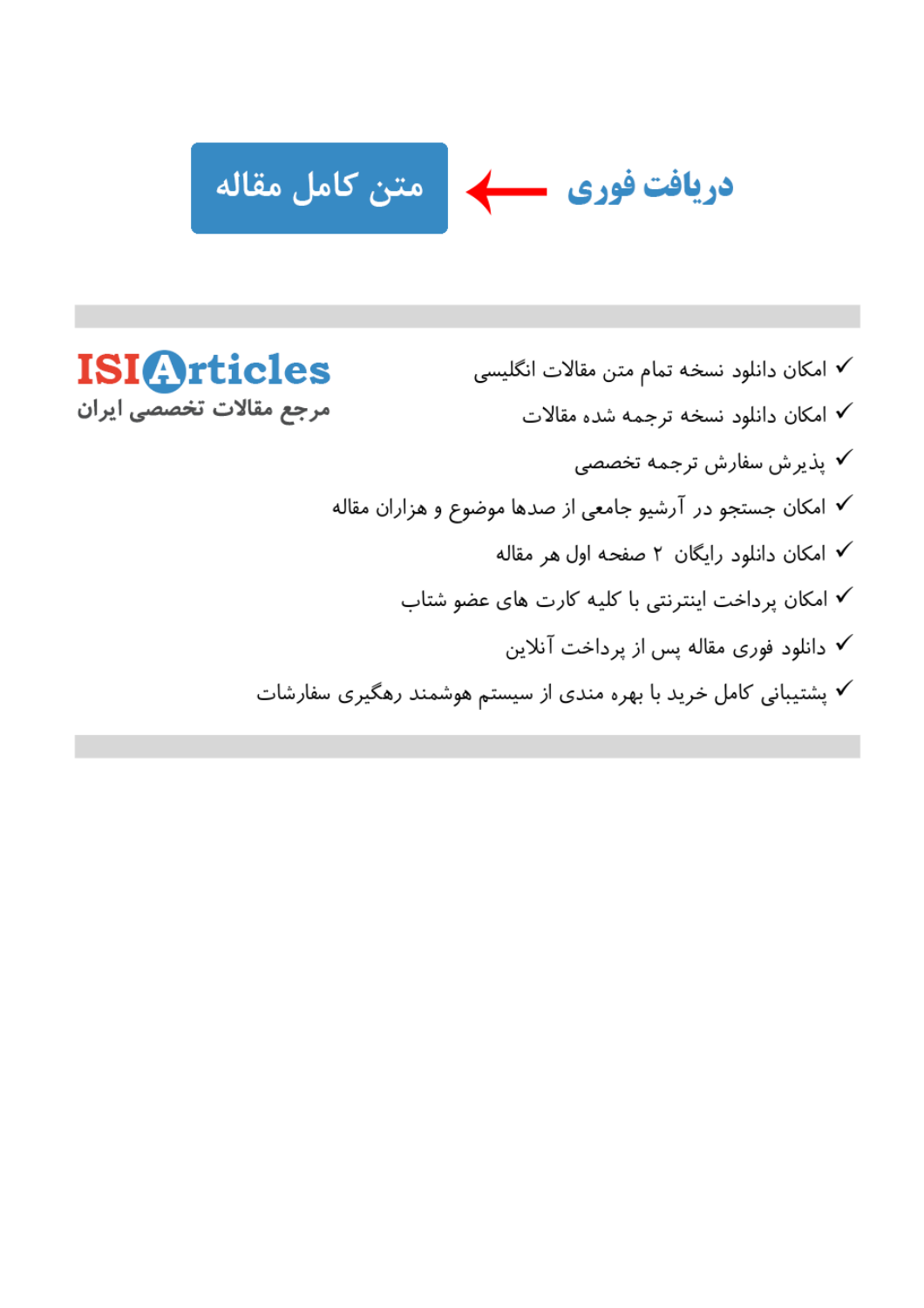دریافت فوری ← متن کامل مقاله

**ISIArticles**
مرجع مقالات تخصصی ایران

- ✓ امکان دانلود نسخه تمام متن مقالات انگلیسی
- ✓ امکان دانلود نسخه ترجمه شده مقالات
- ✓ پذیرش سفارش ترجمه تخصصی
- ✓ امکان جستجو در آرشیو جامعی از صدها موضوع و هزاران مقاله
- ✓ امکان دانلود رایگان ۲ صفحه اول هر مقاله
- ✓ امکان پرداخت اینترنتی با کلیه کارت های عضو شتاب
- ✓ دانلود فوری مقاله پس از پرداخت آنلاین
- ✓ پشتیبانی کامل خرید با بهره مندی از سیستم هوشمند رهگیری سفارشات